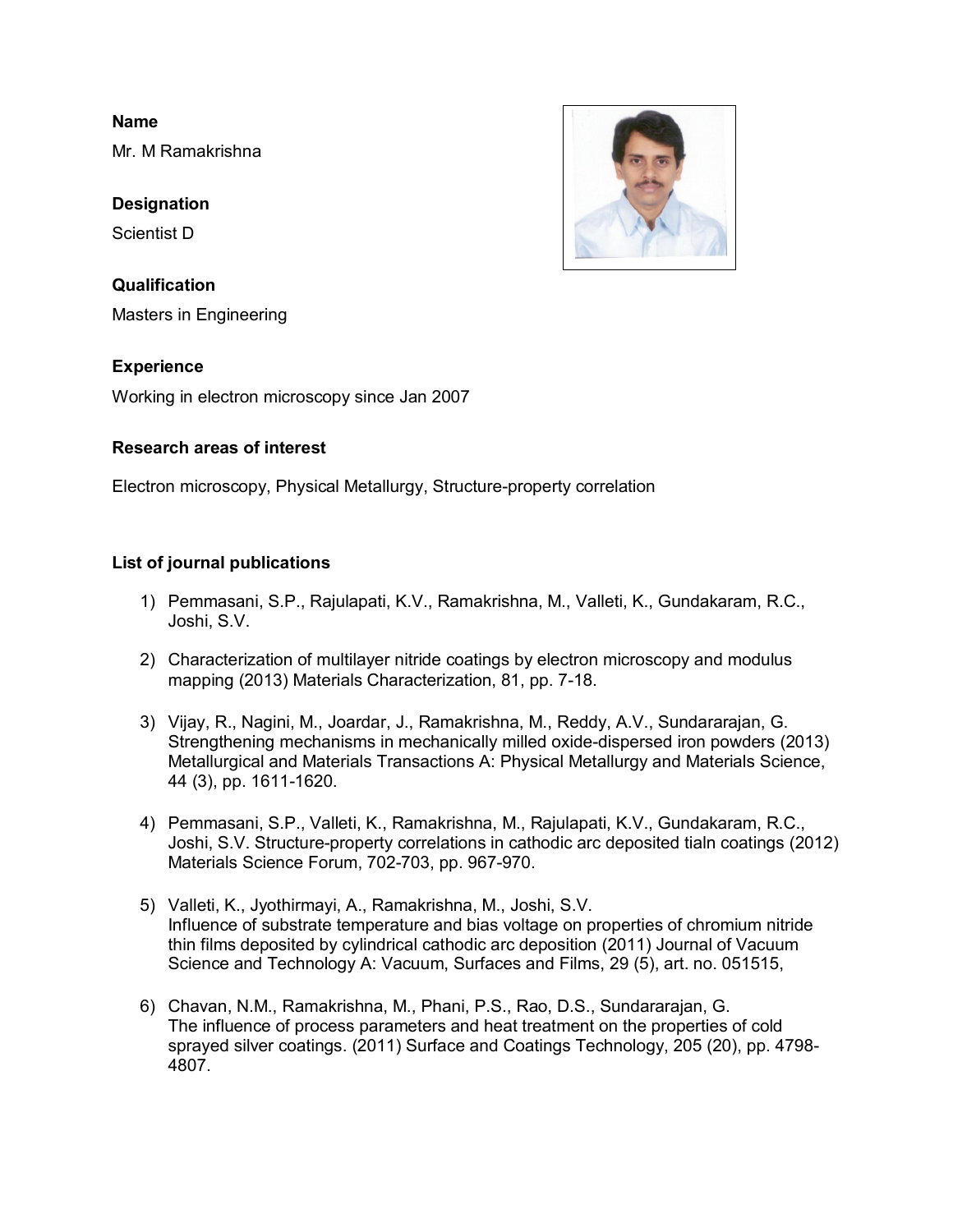**Name**

Mr. M Ramakrishna

**Designation**

Scientist D

**Qualification**

Masters in Engineering

**Experience**

Working in electron microscopy since Jan 2007

**Research areas of interest**

Electron microscopy, Physical Metallurgy, Structure-property correlation

**List of journal publications**

1) Pemmasani, S.P., Rajulapati, K.V., Ramakrishna, M., Valleti, K., Gundakaram, R.C., Joshi, S.V.

2) Characterization of multilayer nitride coatings by electron microscopy and modulus mapping (2013) Materials Characterization, 81, pp. 7-18.

3) Vijay, R., Nagini, M., Joardar, J., Ramakrishna, M., Reddy, A.V., Sundararajan, G. Strengthening mechanisms in mechanically milled oxide-dispersed iron powders (2013) Metallurgical and Materials Transactions A: Physical Metallurgy and Materials Science, 44 (3), pp. 1611-1620.

4) Pemmasani, S.P., Valleti, K., Ramakrishna, M., Rajulapati, K.V., Gundakaram, R.C., Joshi, S.V. Structure-property correlations in cathodic arc deposited tialn coatings (2012) Materials Science Forum, 702-703, pp. 967-970.

5) Valleti, K., Jyothirmayi, A., Ramakrishna, M., Joshi, S.V. Influence of substrate temperature and bias voltage on properties of chromium nitride thin films deposited by cylindrical cathodic arc deposition (2011) Journal of Vacuum Science and Technology A: Vacuum, Surfaces and Films, 29 (5), art. no. 051515,

6) Chavan, N.M., Ramakrishna, M., Phani, P.S., Rao, D.S., Sundararajan, G. The influence of process parameters and heat treatment on the properties of cold sprayed silver coatings. (2011) Surface and Coatings Technology, 205 (20), pp. 4798-4807.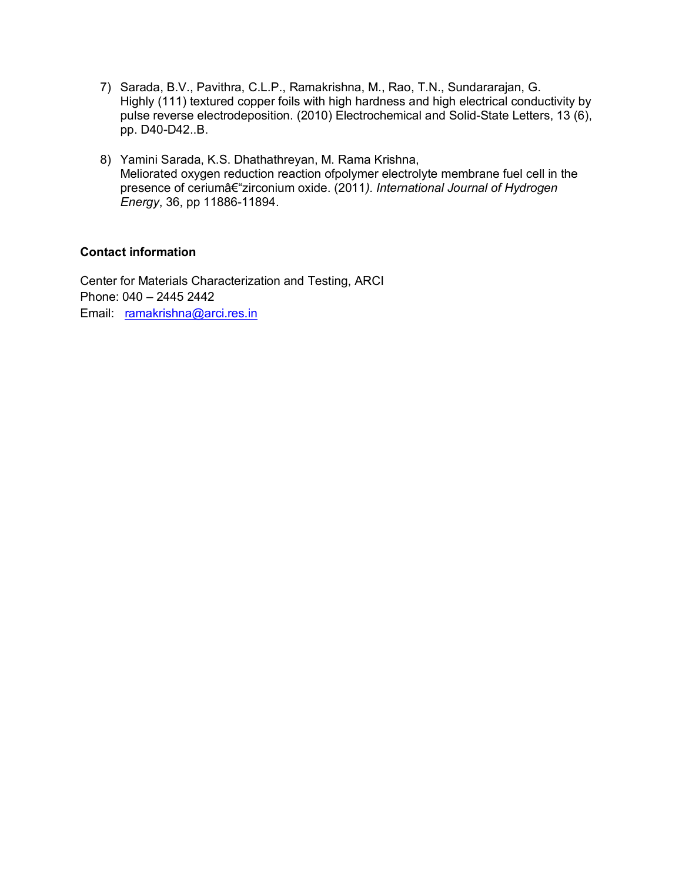7) Sarada, B.V., Pavithra, C.L.P., Ramakrishna, M., Rao, T.N., Sundararajan, G. Highly (111) textured copper foils with high hardness and high electrical conductivity by pulse reverse electrodeposition. (2010) Electrochemical and Solid-State Letters, 13 (6), pp. D40-D42..B.

8) Yamini Sarada, K.S. Dhathathreyan, M. Rama Krishna, Meliorated oxygen reduction reaction ofpolymer electrolyte membrane fuel cell in the presence of ceriumâ€"zirconium oxide. (2011*). International Journal of Hydrogen Energy*, 36, pp 11886-11894.

**Contact information**

Center for Materials Characterization and Testing, ARCI
Phone: 040 – 2445 2442
Email: ramakrishna@arci.res.in